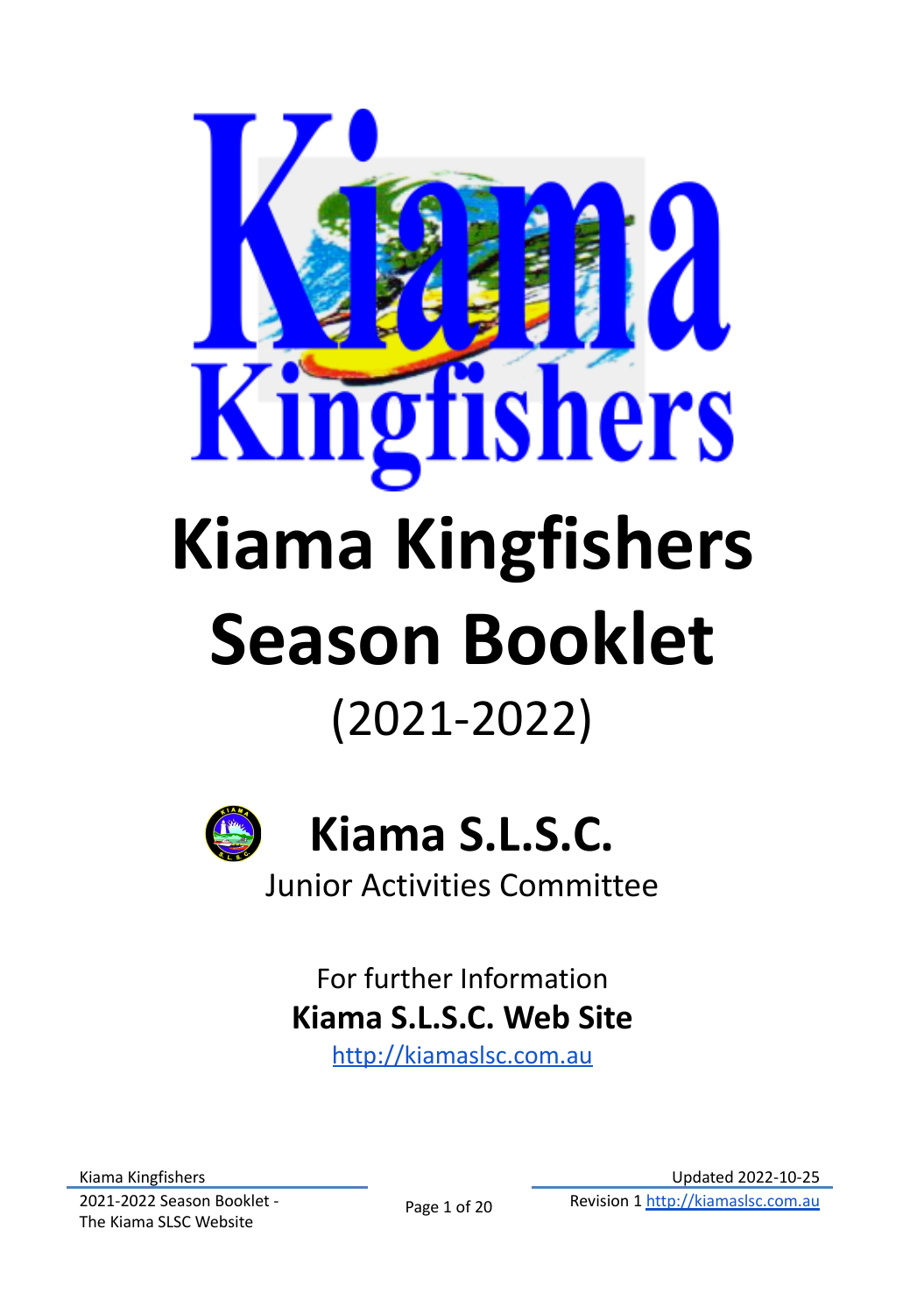# Kiama Kingfishers Season Booklet

(2021-2022)

## Kiama S.L.S.C.

Junior Activities Committee

For further Information

**Kiama S.L.S.C. Web Site**

http://kiamaslsc.com.au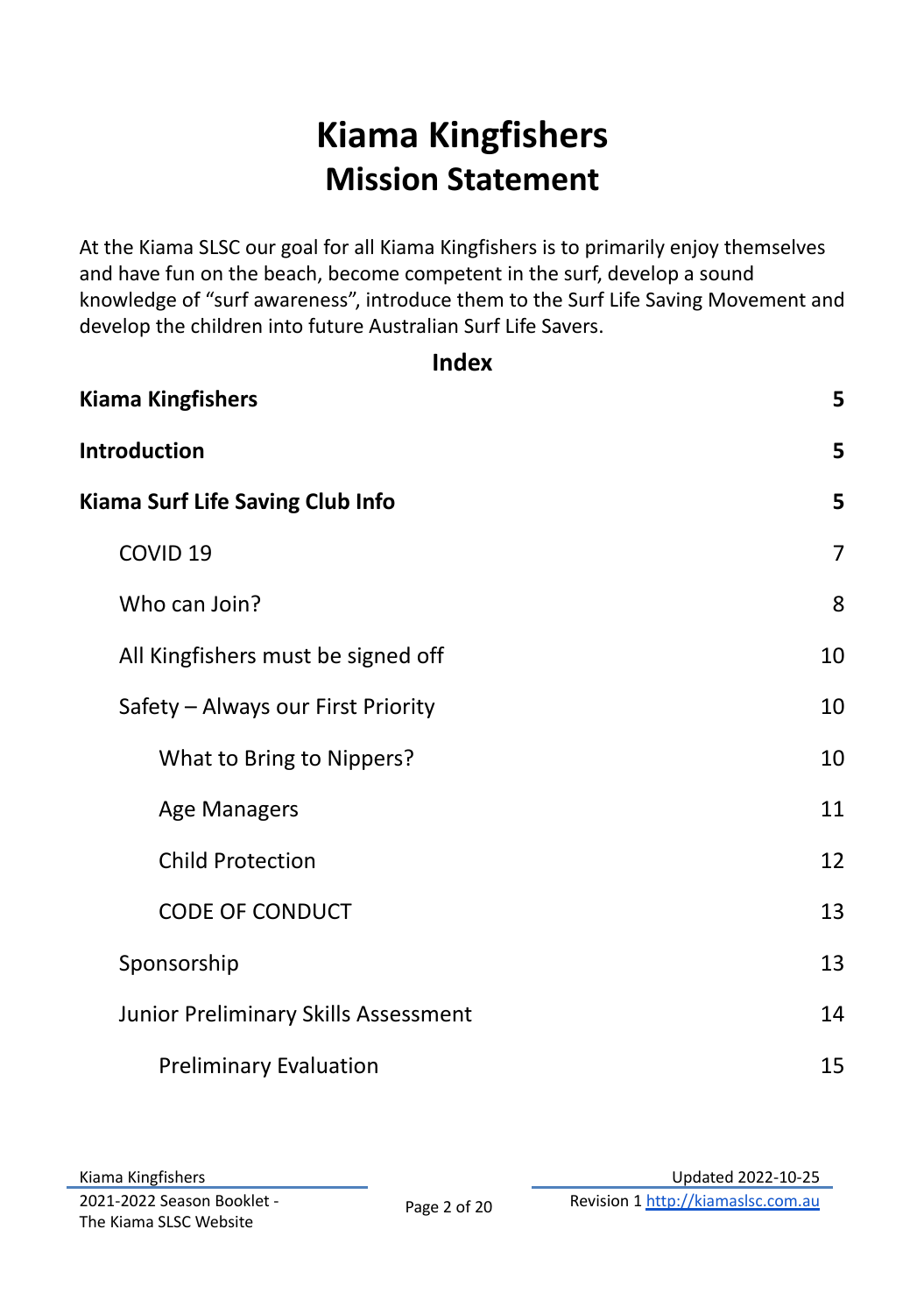# Kiama Kingfishers
## Mission Statement

At the Kiama SLSC our goal for all Kiama Kingfishers is to primarily enjoy themselves and have fun on the beach, become competent in the surf, develop a sound knowledge of "surf awareness", introduce them to the Surf Life Saving Movement and develop the children into future Australian Surf Life Savers.

### Index

| | |
|---|---|
| **Kiama Kingfishers** | **5** |
| **Introduction** | **5** |
| **Kiama Surf Life Saving Club Info** | **5** |
| &nbsp;&nbsp;&nbsp;&nbsp;COVID 19 | 7 |
| &nbsp;&nbsp;&nbsp;&nbsp;Who can Join? | 8 |
| &nbsp;&nbsp;&nbsp;&nbsp;All Kingfishers must be signed off | 10 |
| &nbsp;&nbsp;&nbsp;&nbsp;Safety – Always our First Priority | 10 |
| &nbsp;&nbsp;&nbsp;&nbsp;&nbsp;&nbsp;&nbsp;&nbsp;What to Bring to Nippers? | 10 |
| &nbsp;&nbsp;&nbsp;&nbsp;&nbsp;&nbsp;&nbsp;&nbsp;Age Managers | 11 |
| &nbsp;&nbsp;&nbsp;&nbsp;&nbsp;&nbsp;&nbsp;&nbsp;Child Protection | 12 |
| &nbsp;&nbsp;&nbsp;&nbsp;&nbsp;&nbsp;&nbsp;&nbsp;CODE OF CONDUCT | 13 |
| &nbsp;&nbsp;&nbsp;&nbsp;Sponsorship | 13 |
| &nbsp;&nbsp;&nbsp;&nbsp;Junior Preliminary Skills Assessment | 14 |
| &nbsp;&nbsp;&nbsp;&nbsp;&nbsp;&nbsp;&nbsp;&nbsp;Preliminary Evaluation | 15 |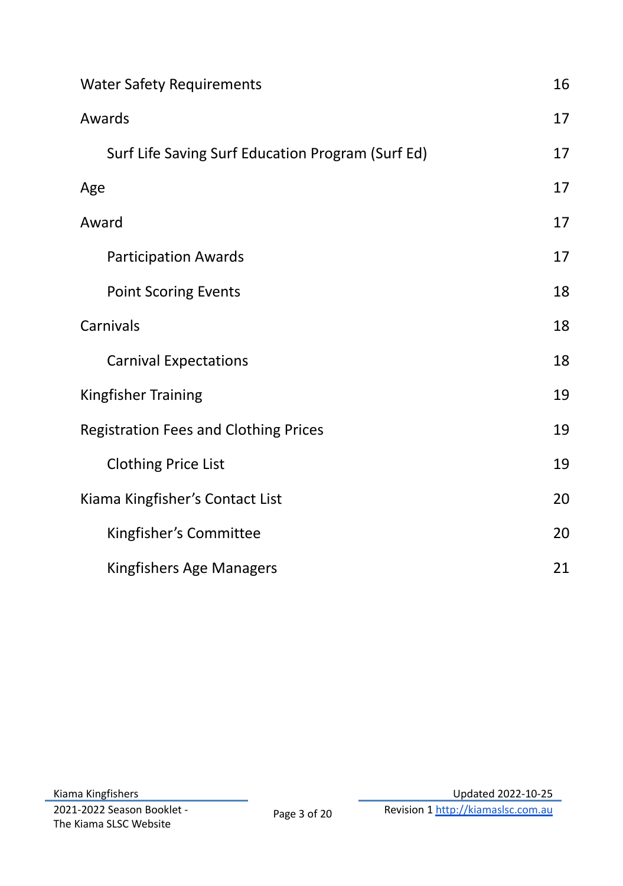- Water Safety Requirements 16
- Awards 17
    - Surf Life Saving Surf Education Program (Surf Ed) 17
- Age 17
- Award 17
    - Participation Awards 17
    - Point Scoring Events 18
- Carnivals 18
    - Carnival Expectations 18
- Kingfisher Training 19
- Registration Fees and Clothing Prices 19
    - Clothing Price List 19
- Kiama Kingfisher’s Contact List 20
    - Kingfisher’s Committee 20
    - Kingfishers Age Managers 21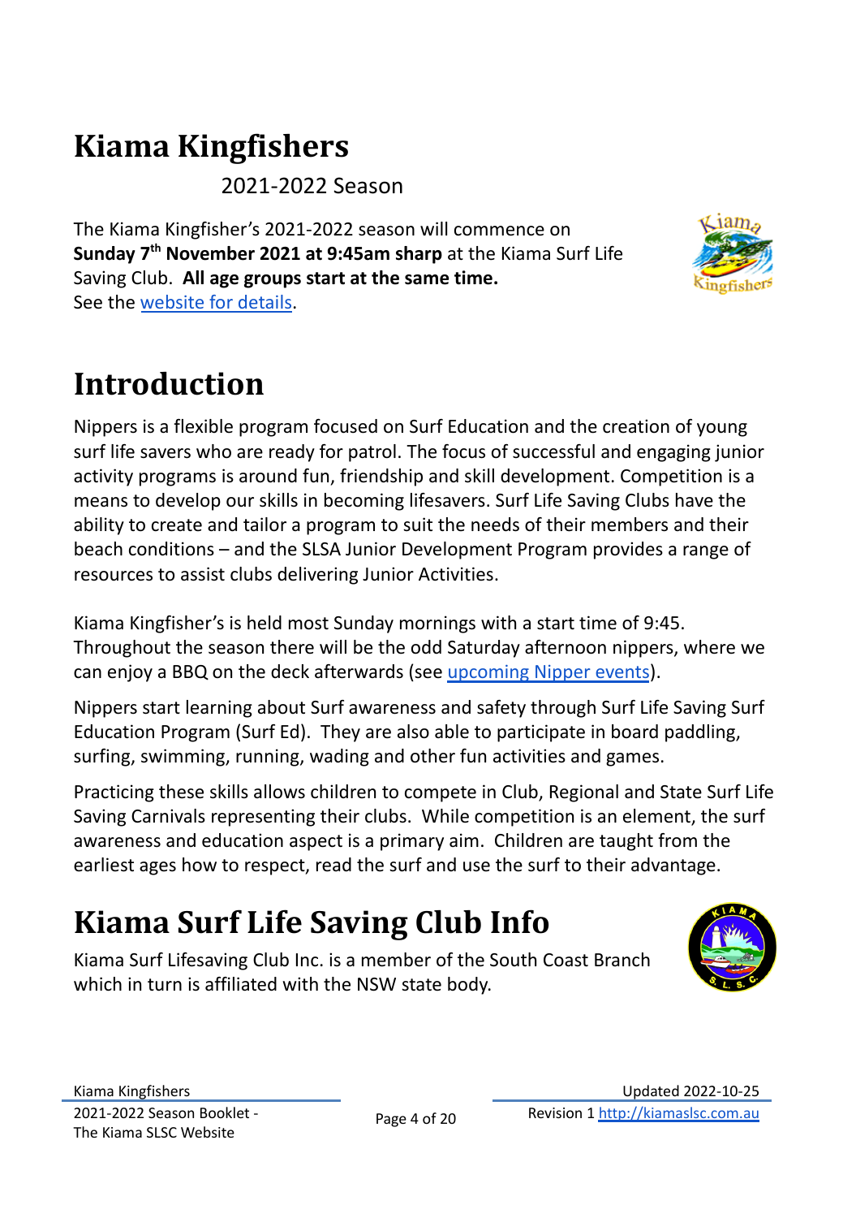# Kiama Kingfishers

2021-2022 Season

The Kiama Kingfisher's 2021-2022 season will commence on **Sunday 7th November 2021 at 9:45am sharp** at the Kiama Surf Life Saving Club. **All age groups start at the same time.**
See the website for details.

# Introduction

Nippers is a flexible program focused on Surf Education and the creation of young surf life savers who are ready for patrol. The focus of successful and engaging junior activity programs is around fun, friendship and skill development. Competition is a means to develop our skills in becoming lifesavers. Surf Life Saving Clubs have the ability to create and tailor a program to suit the needs of their members and their beach conditions – and the SLSA Junior Development Program provides a range of resources to assist clubs delivering Junior Activities.

Kiama Kingfisher's is held most Sunday mornings with a start time of 9:45. Throughout the season there will be the odd Saturday afternoon nippers, where we can enjoy a BBQ on the deck afterwards (see upcoming Nipper events).

Nippers start learning about Surf awareness and safety through Surf Life Saving Surf Education Program (Surf Ed). They are also able to participate in board paddling, surfing, swimming, running, wading and other fun activities and games.

Practicing these skills allows children to compete in Club, Regional and State Surf Life Saving Carnivals representing their clubs. While competition is an element, the surf awareness and education aspect is a primary aim. Children are taught from the earliest ages how to respect, read the surf and use the surf to their advantage.

# Kiama Surf Life Saving Club Info

Kiama Surf Lifesaving Club Inc. is a member of the South Coast Branch which in turn is affiliated with the NSW state body.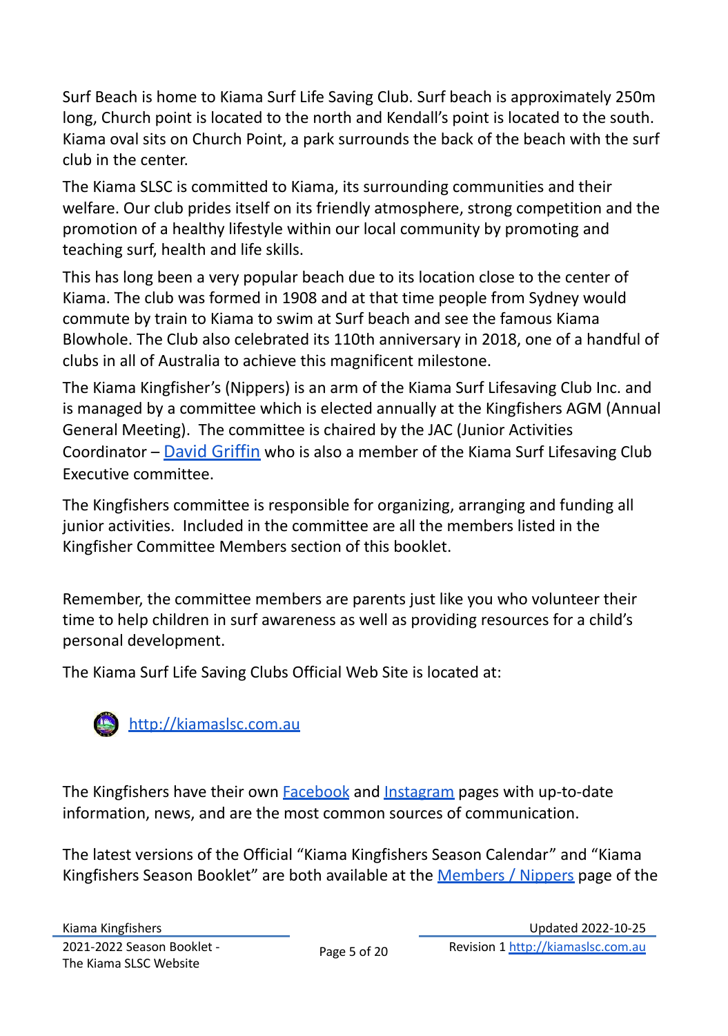Surf Beach is home to Kiama Surf Life Saving Club. Surf beach is approximately 250m long, Church point is located to the north and Kendall's point is located to the south. Kiama oval sits on Church Point, a park surrounds the back of the beach with the surf club in the center.

The Kiama SLSC is committed to Kiama, its surrounding communities and their welfare. Our club prides itself on its friendly atmosphere, strong competition and the promotion of a healthy lifestyle within our local community by promoting and teaching surf, health and life skills.

This has long been a very popular beach due to its location close to the center of Kiama. The club was formed in 1908 and at that time people from Sydney would commute by train to Kiama to swim at Surf beach and see the famous Kiama Blowhole. The Club also celebrated its 110th anniversary in 2018, one of a handful of clubs in all of Australia to achieve this magnificent milestone.

The Kiama Kingfisher's (Nippers) is an arm of the Kiama Surf Lifesaving Club Inc. and is managed by a committee which is elected annually at the Kingfishers AGM (Annual General Meeting). The committee is chaired by the JAC (Junior Activities Coordinator – David Griffin who is also a member of the Kiama Surf Lifesaving Club Executive committee.

The Kingfishers committee is responsible for organizing, arranging and funding all junior activities. Included in the committee are all the members listed in the Kingfisher Committee Members section of this booklet.

Remember, the committee members are parents just like you who volunteer their time to help children in surf awareness as well as providing resources for a child's personal development.

The Kiama Surf Life Saving Clubs Official Web Site is located at:

http://kiamaslsc.com.au

The Kingfishers have their own Facebook and Instagram pages with up-to-date information, news, and are the most common sources of communication.

The latest versions of the Official "Kiama Kingfishers Season Calendar" and "Kiama Kingfishers Season Booklet" are both available at the Members / Nippers page of the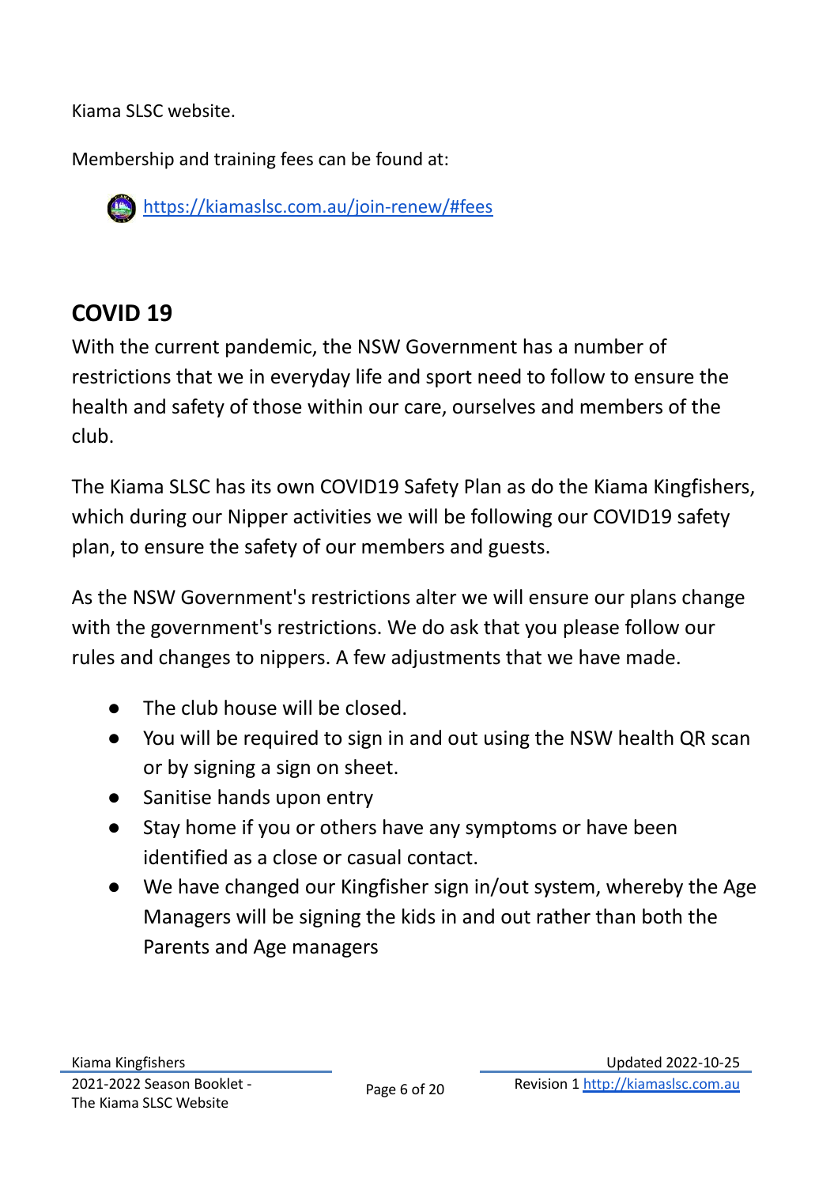Kiama SLSC website.

Membership and training fees can be found at:

[https://kiamaslsc.com.au/join-renew/#fees](https://kiamaslsc.com.au/join-renew/#fees)

## COVID 19

With the current pandemic, the NSW Government has a number of restrictions that we in everyday life and sport need to follow to ensure the health and safety of those within our care, ourselves and members of the club.

The Kiama SLSC has its own COVID19 Safety Plan as do the Kiama Kingfishers, which during our Nipper activities we will be following our COVID19 safety plan, to ensure the safety of our members and guests.

As the NSW Government's restrictions alter we will ensure our plans change with the government's restrictions. We do ask that you please follow our rules and changes to nippers. A few adjustments that we have made.

- The club house will be closed.
- You will be required to sign in and out using the NSW health QR scan or by signing a sign on sheet.
- Sanitise hands upon entry
- Stay home if you or others have any symptoms or have been identified as a close or casual contact.
- We have changed our Kingfisher sign in/out system, whereby the Age Managers will be signing the kids in and out rather than both the Parents and Age managers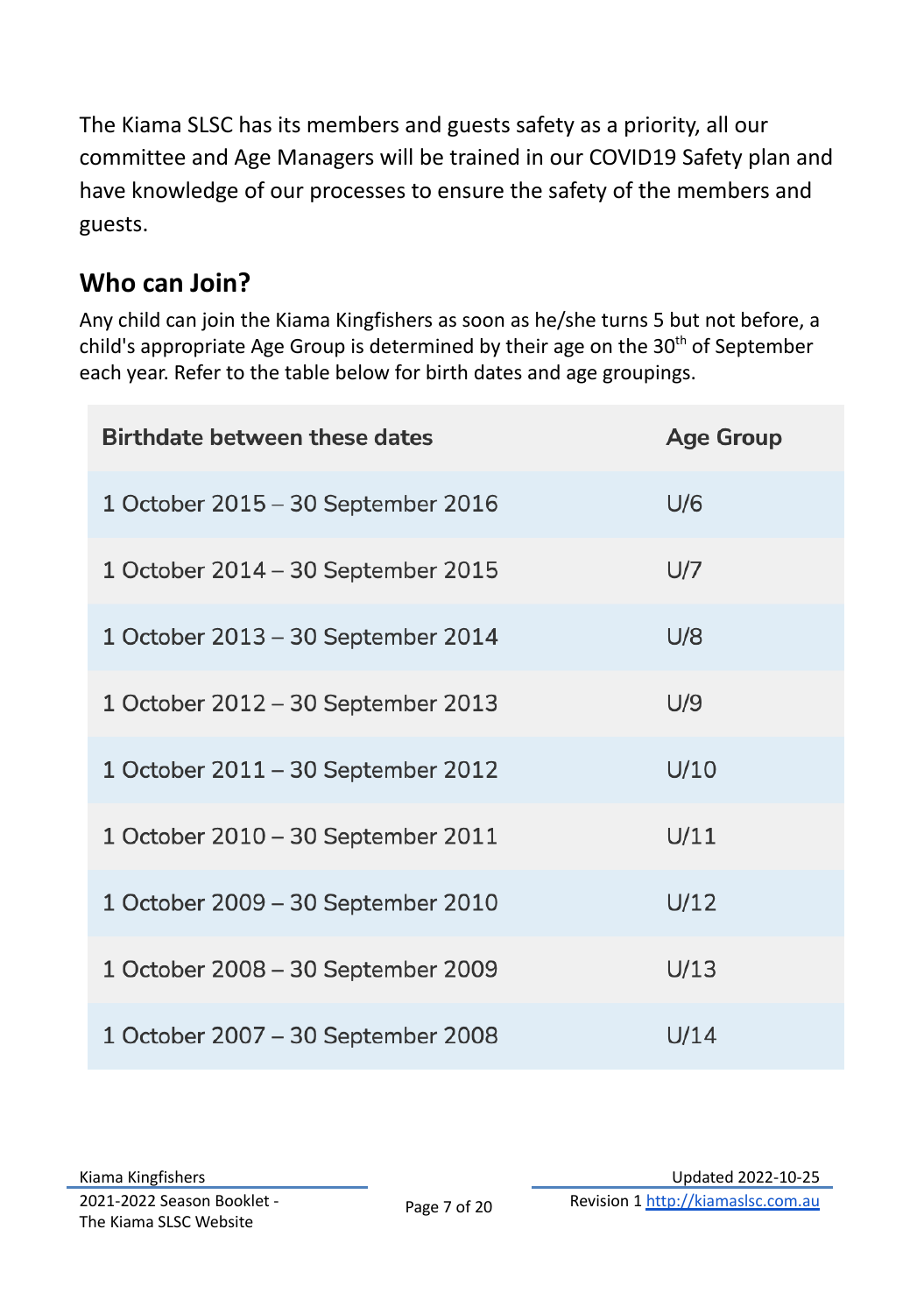The Kiama SLSC has its members and guests safety as a priority, all our committee and Age Managers will be trained in our COVID19 Safety plan and have knowledge of our processes to ensure the safety of the members and guests.

## Who can Join?

Any child can join the Kiama Kingfishers as soon as he/she turns 5 but not before, a child's appropriate Age Group is determined by their age on the 30th of September each year. Refer to the table below for birth dates and age groupings.

| Birthdate between these dates | Age Group |
|---|---|
| 1 October 2015 – 30 September 2016 | U/6 |
| 1 October 2014 – 30 September 2015 | U/7 |
| 1 October 2013 – 30 September 2014 | U/8 |
| 1 October 2012 – 30 September 2013 | U/9 |
| 1 October 2011 – 30 September 2012 | U/10 |
| 1 October 2010 – 30 September 2011 | U/11 |
| 1 October 2009 – 30 September 2010 | U/12 |
| 1 October 2008 – 30 September 2009 | U/13 |
| 1 October 2007 – 30 September 2008 | U/14 |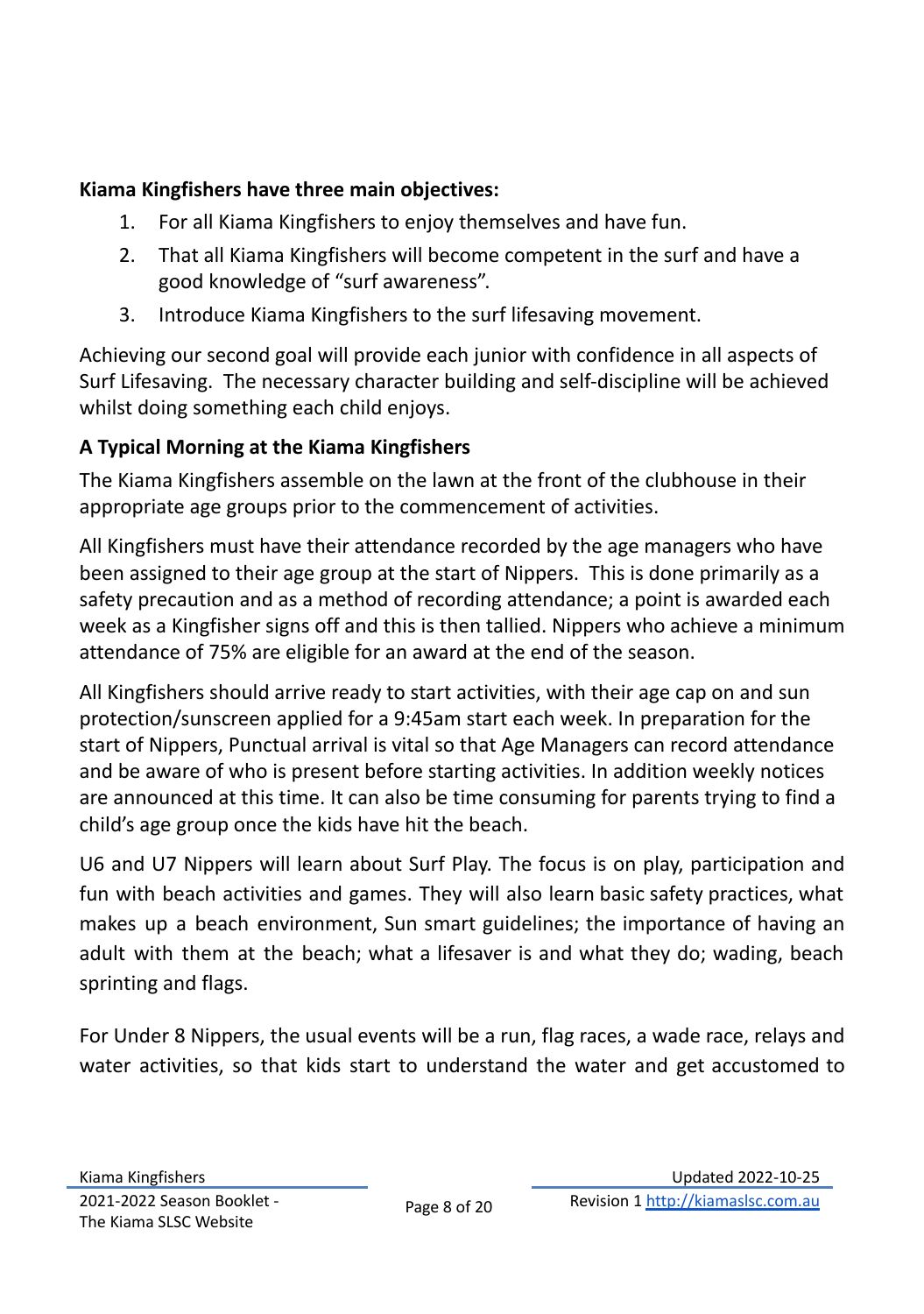**Kiama Kingfishers have three main objectives:**

1. For all Kiama Kingfishers to enjoy themselves and have fun.
2. That all Kiama Kingfishers will become competent in the surf and have a good knowledge of "surf awareness".
3. Introduce Kiama Kingfishers to the surf lifesaving movement.

Achieving our second goal will provide each junior with confidence in all aspects of Surf Lifesaving. The necessary character building and self-discipline will be achieved whilst doing something each child enjoys.

**A Typical Morning at the Kiama Kingfishers**

The Kiama Kingfishers assemble on the lawn at the front of the clubhouse in their appropriate age groups prior to the commencement of activities.

All Kingfishers must have their attendance recorded by the age managers who have been assigned to their age group at the start of Nippers. This is done primarily as a safety precaution and as a method of recording attendance; a point is awarded each week as a Kingfisher signs off and this is then tallied. Nippers who achieve a minimum attendance of 75% are eligible for an award at the end of the season.

All Kingfishers should arrive ready to start activities, with their age cap on and sun protection/sunscreen applied for a 9:45am start each week. In preparation for the start of Nippers, Punctual arrival is vital so that Age Managers can record attendance and be aware of who is present before starting activities. In addition weekly notices are announced at this time. It can also be time consuming for parents trying to find a child's age group once the kids have hit the beach.

U6 and U7 Nippers will learn about Surf Play. The focus is on play, participation and fun with beach activities and games. They will also learn basic safety practices, what makes up a beach environment, Sun smart guidelines; the importance of having an adult with them at the beach; what a lifesaver is and what they do; wading, beach sprinting and flags.

For Under 8 Nippers, the usual events will be a run, flag races, a wade race, relays and water activities, so that kids start to understand the water and get accustomed to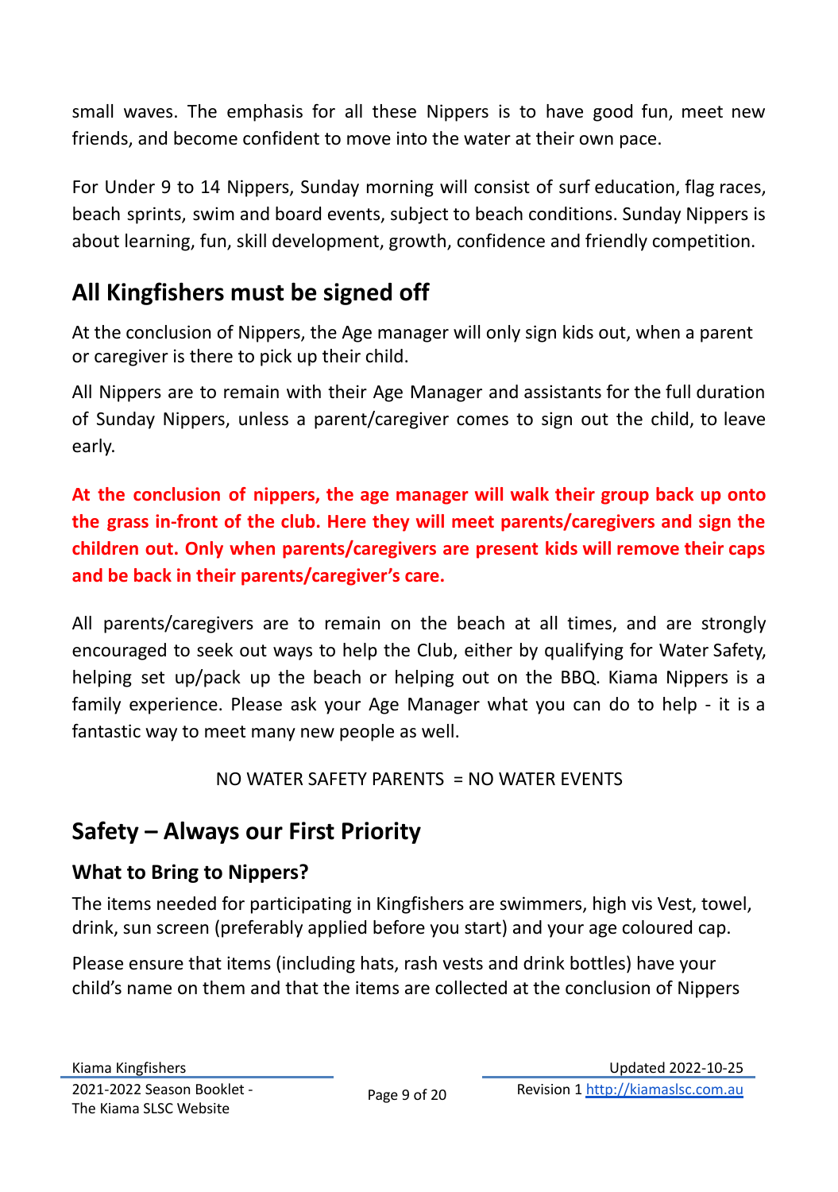small waves. The emphasis for all these Nippers is to have good fun, meet new friends, and become confident to move into the water at their own pace.

For Under 9 to 14 Nippers, Sunday morning will consist of surf education, flag races, beach sprints, swim and board events, subject to beach conditions. Sunday Nippers is about learning, fun, skill development, growth, confidence and friendly competition.

## All Kingfishers must be signed off

At the conclusion of Nippers, the Age manager will only sign kids out, when a parent or caregiver is there to pick up their child.

All Nippers are to remain with their Age Manager and assistants for the full duration of Sunday Nippers, unless a parent/caregiver comes to sign out the child, to leave early.

**At the conclusion of nippers, the age manager will walk their group back up onto the grass in-front of the club. Here they will meet parents/caregivers and sign the children out. Only when parents/caregivers are present kids will remove their caps and be back in their parents/caregiver's care.**

All parents/caregivers are to remain on the beach at all times, and are strongly encouraged to seek out ways to help the Club, either by qualifying for Water Safety, helping set up/pack up the beach or helping out on the BBQ. Kiama Nippers is a family experience. Please ask your Age Manager what you can do to help - it is a fantastic way to meet many new people as well.

NO WATER SAFETY PARENTS = NO WATER EVENTS

## Safety – Always our First Priority

### What to Bring to Nippers?

The items needed for participating in Kingfishers are swimmers, high vis Vest, towel, drink, sun screen (preferably applied before you start) and your age coloured cap.

Please ensure that items (including hats, rash vests and drink bottles) have your child's name on them and that the items are collected at the conclusion of Nippers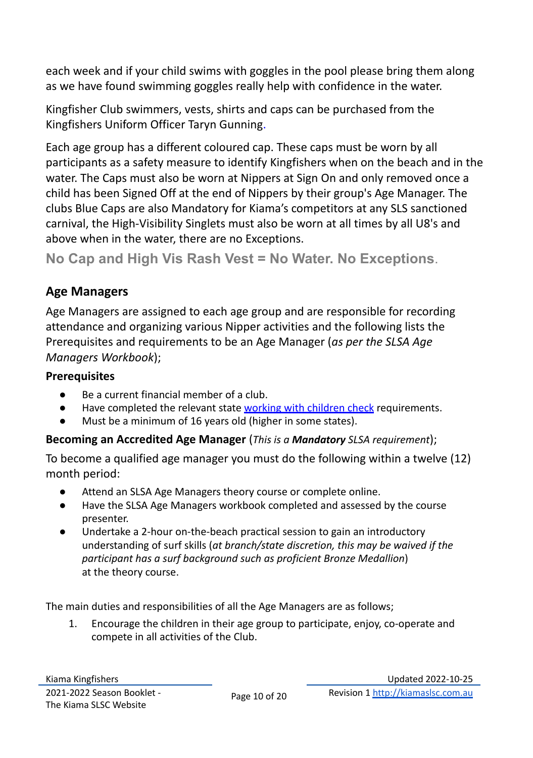each week and if your child swims with goggles in the pool please bring them along as we have found swimming goggles really help with confidence in the water.

Kingfisher Club swimmers, vests, shirts and caps can be purchased from the Kingfishers Uniform Officer Taryn Gunning.

Each age group has a different coloured cap. These caps must be worn by all participants as a safety measure to identify Kingfishers when on the beach and in the water. The Caps must also be worn at Nippers at Sign On and only removed once a child has been Signed Off at the end of Nippers by their group's Age Manager. The clubs Blue Caps are also Mandatory for Kiama's competitors at any SLS sanctioned carnival, the High-Visibility Singlets must also be worn at all times by all U8's and above when in the water, there are no Exceptions.

**No Cap and High Vis Rash Vest = No Water. No Exceptions.**

## Age Managers

Age Managers are assigned to each age group and are responsible for recording attendance and organizing various Nipper activities and the following lists the Prerequisites and requirements to be an Age Manager (*as per the SLSA Age Managers Workbook*);

### Prerequisites

- Be a current financial member of a club.
- Have completed the relevant state [working with children check](working with children check) requirements.
- Must be a minimum of 16 years old (higher in some states).

**Becoming an Accredited Age Manager** (*This is a **Mandatory** SLSA requirement*);

To become a qualified age manager you must do the following within a twelve (12) month period:

- Attend an SLSA Age Managers theory course or complete online.
- Have the SLSA Age Managers workbook completed and assessed by the course presenter.
- Undertake a 2-hour on-the-beach practical session to gain an introductory understanding of surf skills (*at branch/state discretion, this may be waived if the participant has a surf background such as proficient Bronze Medallion*) at the theory course.

The main duties and responsibilities of all the Age Managers are as follows;

1. Encourage the children in their age group to participate, enjoy, co-operate and compete in all activities of the Club.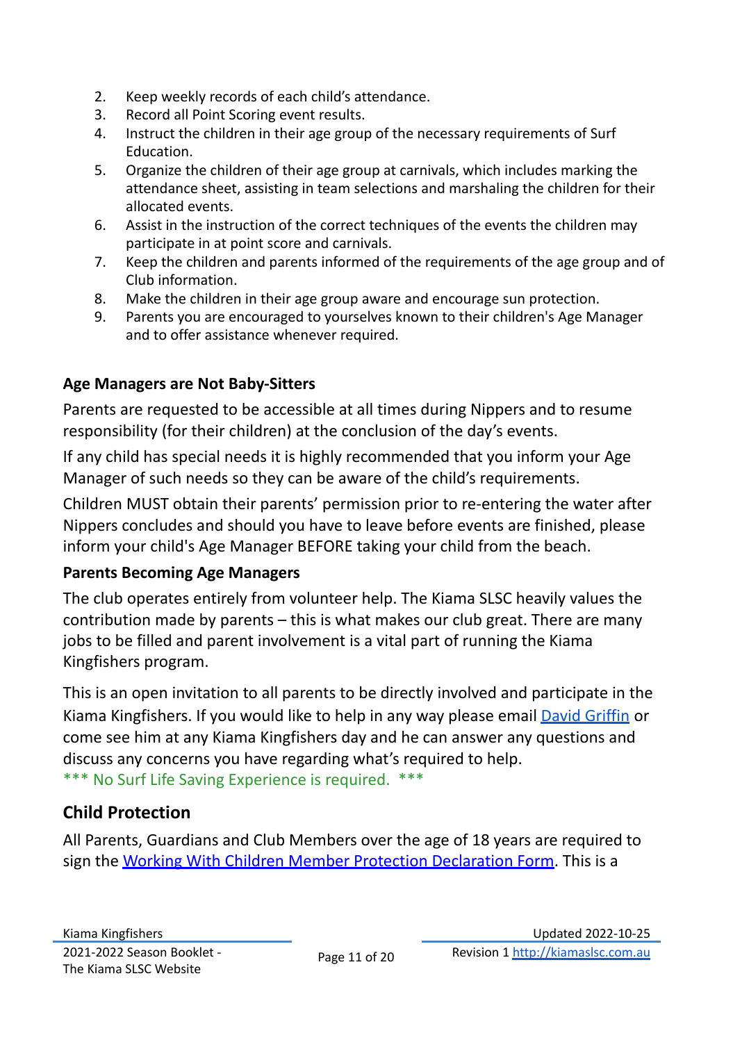2. Keep weekly records of each child's attendance.
3. Record all Point Scoring event results.
4. Instruct the children in their age group of the necessary requirements of Surf Education.
5. Organize the children of their age group at carnivals, which includes marking the attendance sheet, assisting in team selections and marshaling the children for their allocated events.
6. Assist in the instruction of the correct techniques of the events the children may participate in at point score and carnivals.
7. Keep the children and parents informed of the requirements of the age group and of Club information.
8. Make the children in their age group aware and encourage sun protection.
9. Parents you are encouraged to yourselves known to their children's Age Manager and to offer assistance whenever required.

### Age Managers are Not Baby-Sitters

Parents are requested to be accessible at all times during Nippers and to resume responsibility (for their children) at the conclusion of the day's events.

If any child has special needs it is highly recommended that you inform your Age Manager of such needs so they can be aware of the child's requirements.

Children MUST obtain their parents' permission prior to re-entering the water after Nippers concludes and should you have to leave before events are finished, please inform your child's Age Manager BEFORE taking your child from the beach.

### Parents Becoming Age Managers

The club operates entirely from volunteer help. The Kiama SLSC heavily values the contribution made by parents – this is what makes our club great. There are many jobs to be filled and parent involvement is a vital part of running the Kiama Kingfishers program.

This is an open invitation to all parents to be directly involved and participate in the Kiama Kingfishers. If you would like to help in any way please email David Griffin or come see him at any Kiama Kingfishers day and he can answer any questions and discuss any concerns you have regarding what's required to help.
*** No Surf Life Saving Experience is required. ***

## Child Protection

All Parents, Guardians and Club Members over the age of 18 years are required to sign the Working With Children Member Protection Declaration Form. This is a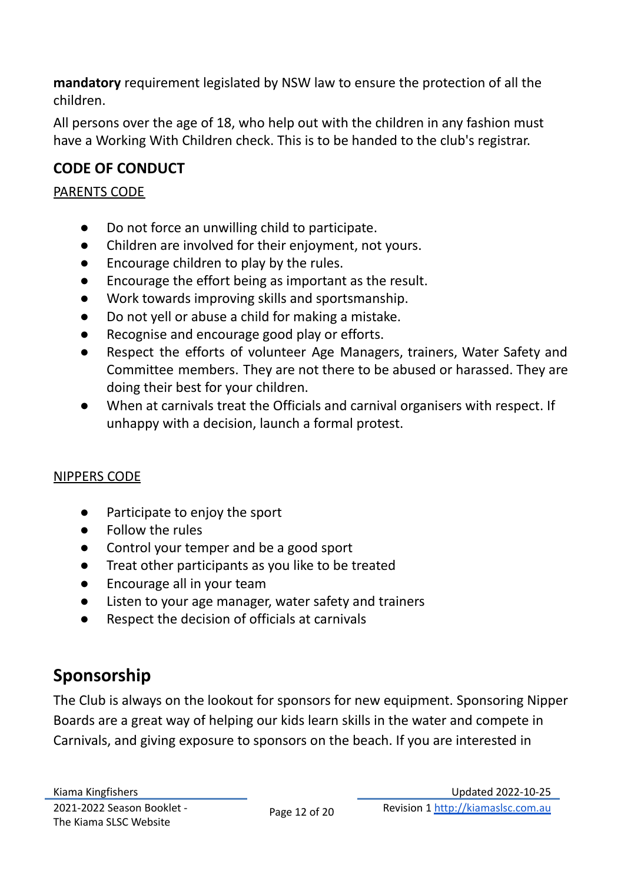**mandatory** requirement legislated by NSW law to ensure the protection of all the children.

All persons over the age of 18, who help out with the children in any fashion must have a Working With Children check. This is to be handed to the club's registrar.

### CODE OF CONDUCT

PARENTS CODE

- Do not force an unwilling child to participate.
- Children are involved for their enjoyment, not yours.
- Encourage children to play by the rules.
- Encourage the effort being as important as the result.
- Work towards improving skills and sportsmanship.
- Do not yell or abuse a child for making a mistake.
- Recognise and encourage good play or efforts.
- Respect the efforts of volunteer Age Managers, trainers, Water Safety and Committee members. They are not there to be abused or harassed. They are doing their best for your children.
- When at carnivals treat the Officials and carnival organisers with respect. If unhappy with a decision, launch a formal protest.

NIPPERS CODE

- Participate to enjoy the sport
- Follow the rules
- Control your temper and be a good sport
- Treat other participants as you like to be treated
- Encourage all in your team
- Listen to your age manager, water safety and trainers
- Respect the decision of officials at carnivals

## Sponsorship

The Club is always on the lookout for sponsors for new equipment. Sponsoring Nipper Boards are a great way of helping our kids learn skills in the water and compete in Carnivals, and giving exposure to sponsors on the beach. If you are interested in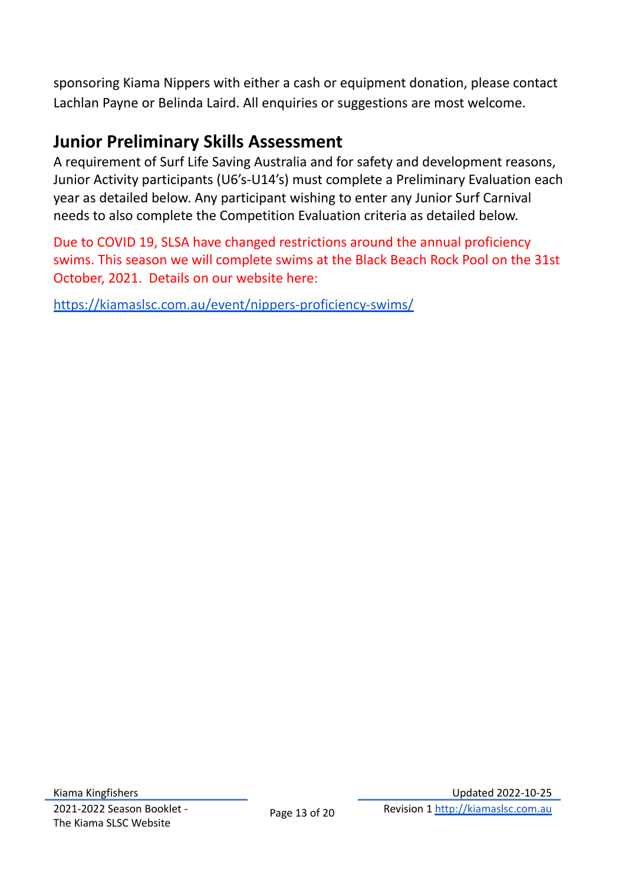sponsoring Kiama Nippers with either a cash or equipment donation, please contact Lachlan Payne or Belinda Laird. All enquiries or suggestions are most welcome.

## Junior Preliminary Skills Assessment

A requirement of Surf Life Saving Australia and for safety and development reasons, Junior Activity participants (U6's-U14's) must complete a Preliminary Evaluation each year as detailed below. Any participant wishing to enter any Junior Surf Carnival needs to also complete the Competition Evaluation criteria as detailed below.

Due to COVID 19, SLSA have changed restrictions around the annual proficiency swims. This season we will complete swims at the Black Beach Rock Pool on the 31st October, 2021. Details on our website here:

[https://kiamaslsc.com.au/event/nippers-proficiency-swims/](https://kiamaslsc.com.au/event/nippers-proficiency-swims/)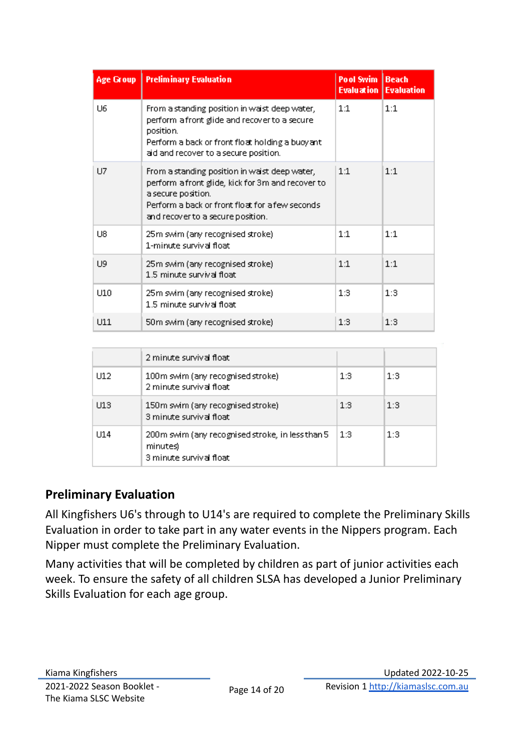| Age Group | Preliminary Evaluation | Pool Swim Evaluation | Beach Evaluation |
|---|---|---|---|
| U6 | From a standing position in waist deep water, perform a front glide and recover to a secure position. Perform a back or front float holding a buoyant aid and recover to a secure position. | 1:1 | 1:1 |
| U7 | From a standing position in waist deep water, perform a front glide, kick for 3m and recover to a secure position. Perform a back or front float for a few seconds and recover to a secure position. | 1:1 | 1:1 |
| U8 | 25m swim (any recognised stroke) 1-minute survival float | 1:1 | 1:1 |
| U9 | 25m swim (any recognised stroke) 1.5 minute survival float | 1:1 | 1:1 |
| U10 | 25m swim (any recognised stroke) 1.5 minute survival float | 1:3 | 1:3 |
| U11 | 50m swim (any recognised stroke) 2 minute survival float | 1:3 | 1:3 |
| U12 | 100m swim (any recognised stroke) 2 minute survival float | 1:3 | 1:3 |
| U13 | 150m swim (any recognised stroke) 3 minute survival float | 1:3 | 1:3 |
| U14 | 200m swim (any recognised stroke, in less than 5 minutes) 3 minute survival float | 1:3 | 1:3 |

## Preliminary Evaluation

All Kingfishers U6's through to U14's are required to complete the Preliminary Skills Evaluation in order to take part in any water events in the Nippers program. Each Nipper must complete the Preliminary Evaluation.

Many activities that will be completed by children as part of junior activities each week. To ensure the safety of all children SLSA has developed a Junior Preliminary Skills Evaluation for each age group.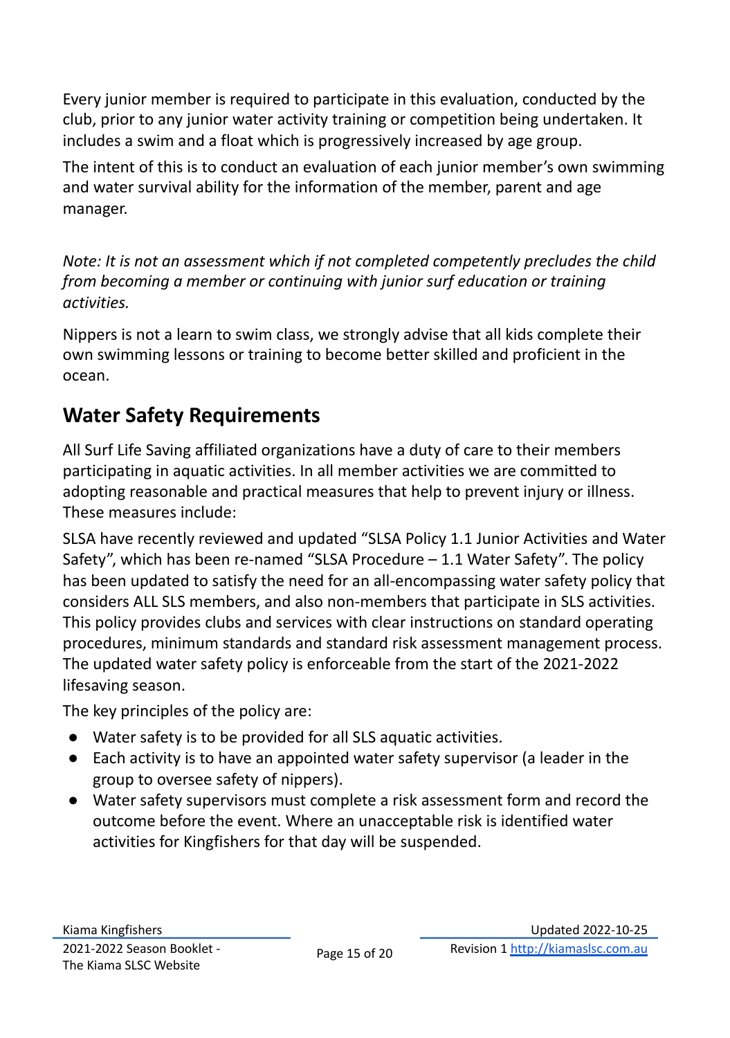Every junior member is required to participate in this evaluation, conducted by the club, prior to any junior water activity training or competition being undertaken. It includes a swim and a float which is progressively increased by age group.

The intent of this is to conduct an evaluation of each junior member's own swimming and water survival ability for the information of the member, parent and age manager.

*Note: It is not an assessment which if not completed competently precludes the child from becoming a member or continuing with junior surf education or training activities.*

Nippers is not a learn to swim class, we strongly advise that all kids complete their own swimming lessons or training to become better skilled and proficient in the ocean.

## Water Safety Requirements

All Surf Life Saving affiliated organizations have a duty of care to their members participating in aquatic activities. In all member activities we are committed to adopting reasonable and practical measures that help to prevent injury or illness. These measures include:

SLSA have recently reviewed and updated "SLSA Policy 1.1 Junior Activities and Water Safety", which has been re-named "SLSA Procedure – 1.1 Water Safety". The policy has been updated to satisfy the need for an all-encompassing water safety policy that considers ALL SLS members, and also non-members that participate in SLS activities. This policy provides clubs and services with clear instructions on standard operating procedures, minimum standards and standard risk assessment management process. The updated water safety policy is enforceable from the start of the 2021-2022 lifesaving season.

The key principles of the policy are:

- Water safety is to be provided for all SLS aquatic activities.
- Each activity is to have an appointed water safety supervisor (a leader in the group to oversee safety of nippers).
- Water safety supervisors must complete a risk assessment form and record the outcome before the event. Where an unacceptable risk is identified water activities for Kingfishers for that day will be suspended.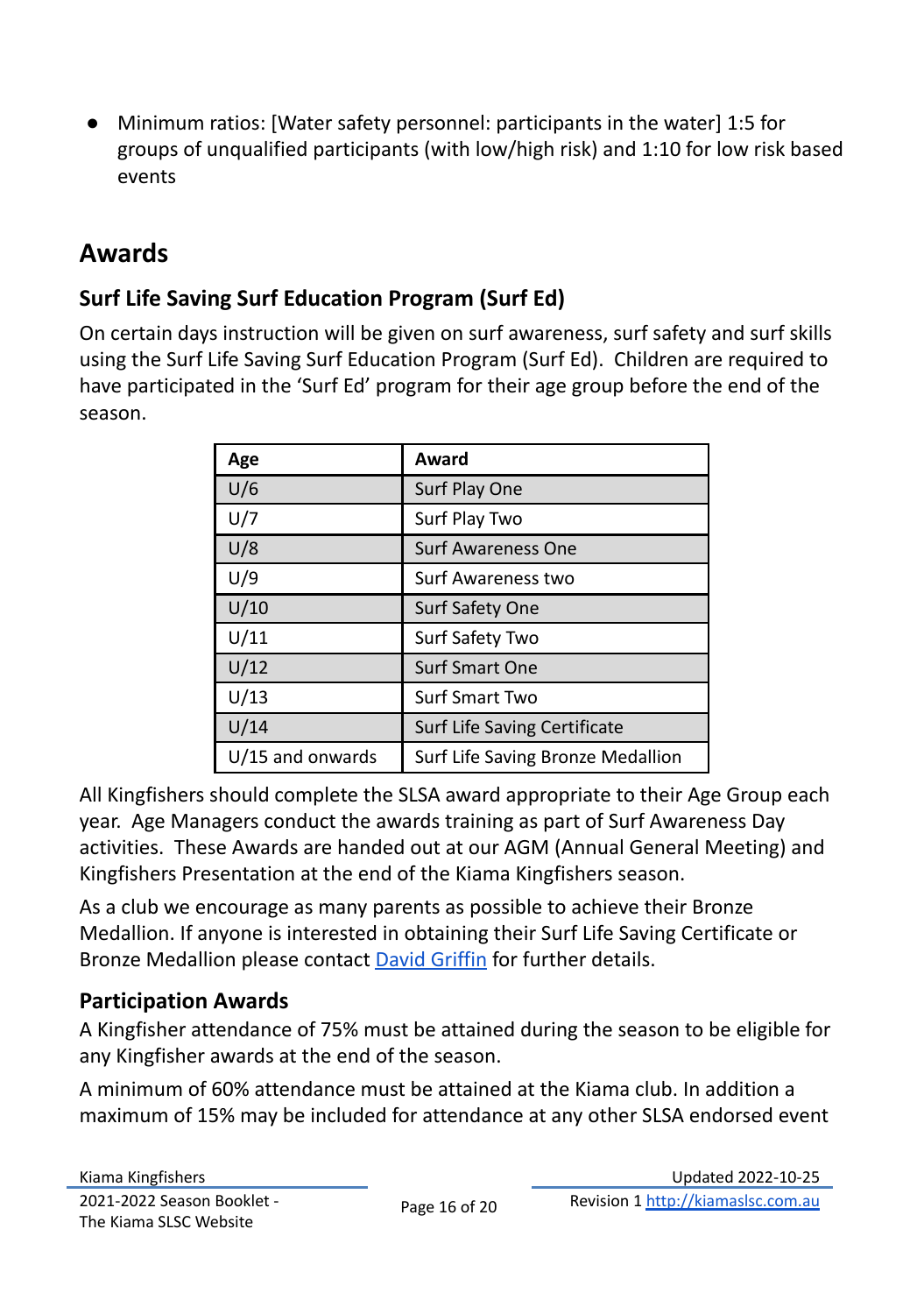- Minimum ratios: [Water safety personnel: participants in the water] 1:5 for groups of unqualified participants (with low/high risk) and 1:10 for low risk based events

## Awards

### Surf Life Saving Surf Education Program (Surf Ed)

On certain days instruction will be given on surf awareness, surf safety and surf skills using the Surf Life Saving Surf Education Program (Surf Ed). Children are required to have participated in the 'Surf Ed' program for their age group before the end of the season.

| Age | Award |
|---|---|
| U/6 | Surf Play One |
| U/7 | Surf Play Two |
| U/8 | Surf Awareness One |
| U/9 | Surf Awareness two |
| U/10 | Surf Safety One |
| U/11 | Surf Safety Two |
| U/12 | Surf Smart One |
| U/13 | Surf Smart Two |
| U/14 | Surf Life Saving Certificate |
| U/15 and onwards | Surf Life Saving Bronze Medallion |

All Kingfishers should complete the SLSA award appropriate to their Age Group each year. Age Managers conduct the awards training as part of Surf Awareness Day activities. These Awards are handed out at our AGM (Annual General Meeting) and Kingfishers Presentation at the end of the Kiama Kingfishers season.

As a club we encourage as many parents as possible to achieve their Bronze Medallion. If anyone is interested in obtaining their Surf Life Saving Certificate or Bronze Medallion please contact David Griffin for further details.

### Participation Awards

A Kingfisher attendance of 75% must be attained during the season to be eligible for any Kingfisher awards at the end of the season.

A minimum of 60% attendance must be attained at the Kiama club. In addition a maximum of 15% may be included for attendance at any other SLSA endorsed event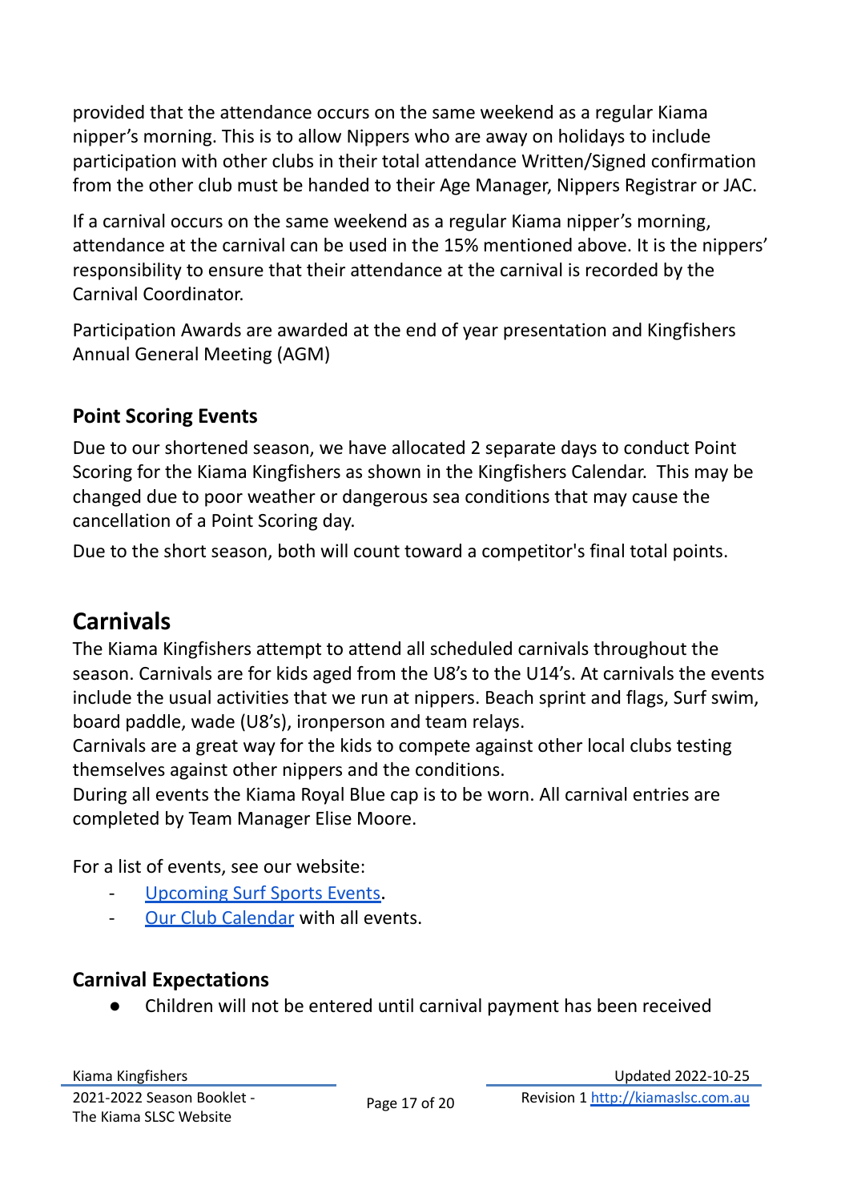provided that the attendance occurs on the same weekend as a regular Kiama nipper's morning. This is to allow Nippers who are away on holidays to include participation with other clubs in their total attendance Written/Signed confirmation from the other club must be handed to their Age Manager, Nippers Registrar or JAC.

If a carnival occurs on the same weekend as a regular Kiama nipper's morning, attendance at the carnival can be used in the 15% mentioned above. It is the nippers' responsibility to ensure that their attendance at the carnival is recorded by the Carnival Coordinator.

Participation Awards are awarded at the end of year presentation and Kingfishers Annual General Meeting (AGM)

### Point Scoring Events

Due to our shortened season, we have allocated 2 separate days to conduct Point Scoring for the Kiama Kingfishers as shown in the Kingfishers Calendar. This may be changed due to poor weather or dangerous sea conditions that may cause the cancellation of a Point Scoring day.

Due to the short season, both will count toward a competitor's final total points.

## Carnivals

The Kiama Kingfishers attempt to attend all scheduled carnivals throughout the season. Carnivals are for kids aged from the U8's to the U14's. At carnivals the events include the usual activities that we run at nippers. Beach sprint and flags, Surf swim, board paddle, wade (U8's), ironperson and team relays.

Carnivals are a great way for the kids to compete against other local clubs testing themselves against other nippers and the conditions.

During all events the Kiama Royal Blue cap is to be worn. All carnival entries are completed by Team Manager Elise Moore.

For a list of events, see our website:

- Upcoming Surf Sports Events.
- Our Club Calendar with all events.

### Carnival Expectations

- Children will not be entered until carnival payment has been received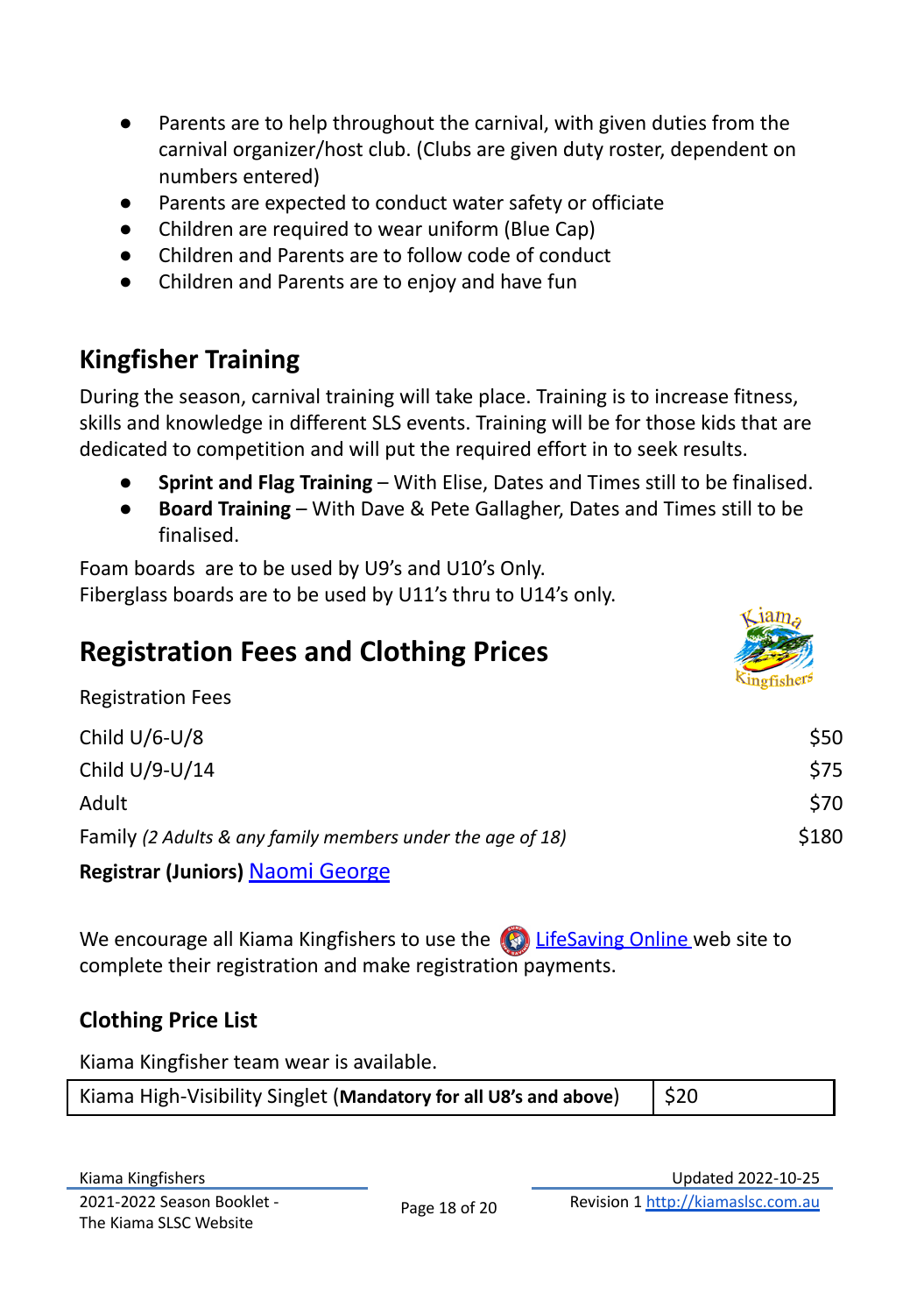- Parents are to help throughout the carnival, with given duties from the carnival organizer/host club. (Clubs are given duty roster, dependent on numbers entered)
- Parents are expected to conduct water safety or officiate
- Children are required to wear uniform (Blue Cap)
- Children and Parents are to follow code of conduct
- Children and Parents are to enjoy and have fun

## Kingfisher Training

During the season, carnival training will take place. Training is to increase fitness, skills and knowledge in different SLS events. Training will be for those kids that are dedicated to competition and will put the required effort in to seek results.

- **Sprint and Flag Training** – With Elise, Dates and Times still to be finalised.
- **Board Training** – With Dave & Pete Gallagher, Dates and Times still to be finalised.

Foam boards are to be used by U9's and U10's Only.
Fiberglass boards are to be used by U11's thru to U14's only.

## Registration Fees and Clothing Prices

Registration Fees

| | |
|---|---|
| Child U/6-U/8 | $50 |
| Child U/9-U/14 | $75 |
| Adult | $70 |
| Family *(2 Adults & any family members under the age of 18)* | $180 |

**Registrar (Juniors)** Naomi George

We encourage all Kiama Kingfishers to use the LifeSaving Online web site to complete their registration and make registration payments.

### Clothing Price List

Kiama Kingfisher team wear is available.

| | |
|---|---|
| Kiama High-Visibility Singlet (**Mandatory for all U8's and above**) | $20 |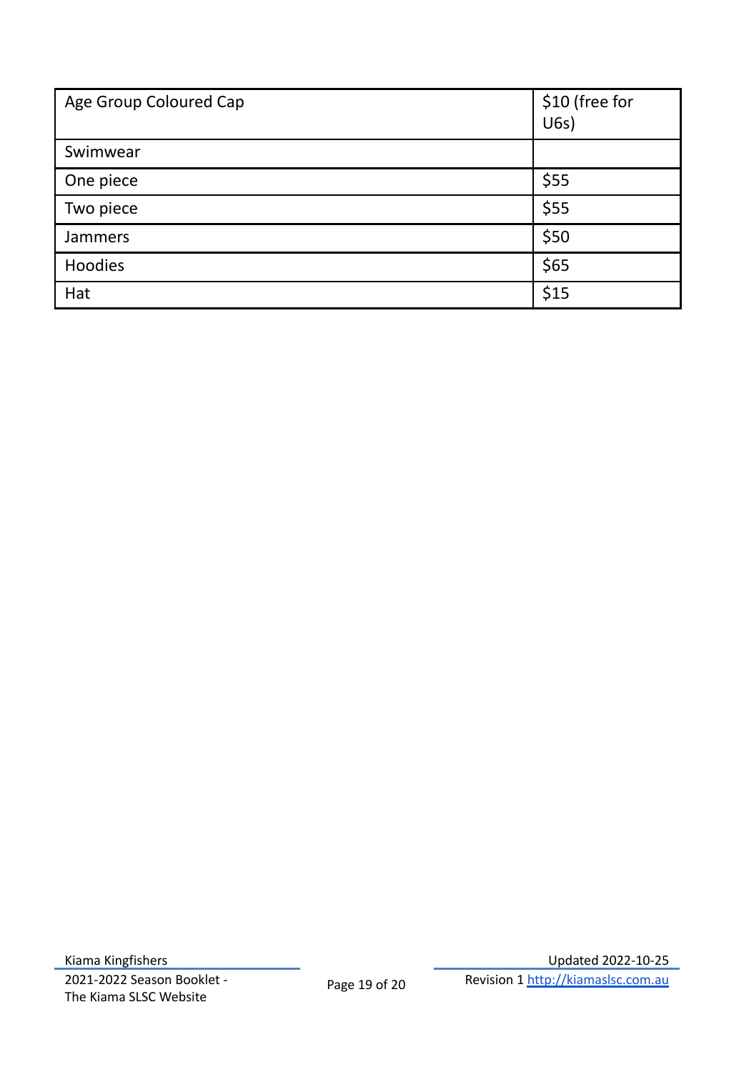| Age Group Coloured Cap | $10 (free for U6s) |
|---|---|
| Swimwear | |
| One piece | $55 |
| Two piece | $55 |
| Jammers | $50 |
| Hoodies | $65 |
| Hat | $15 |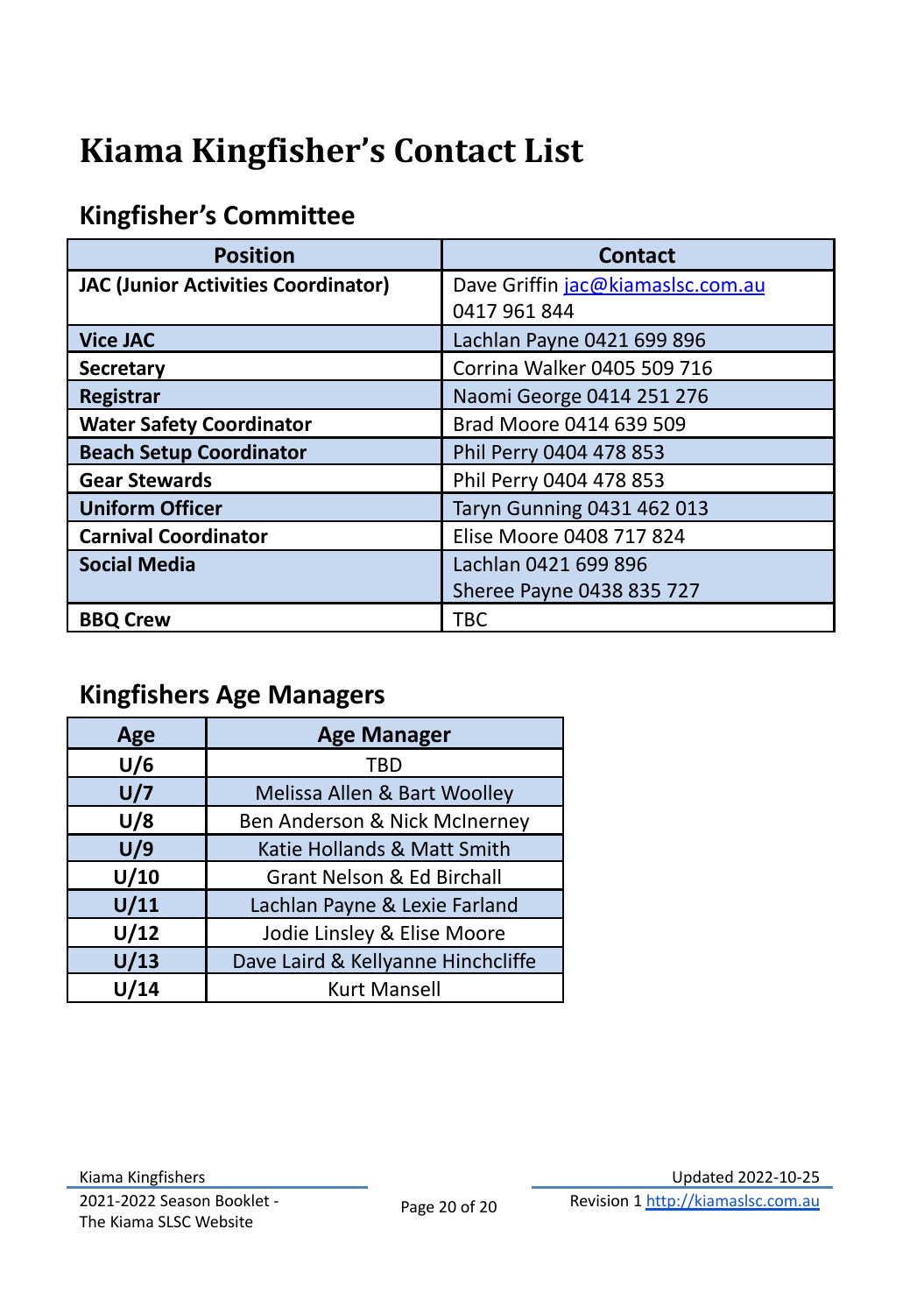# Kiama Kingfisher's Contact List

## Kingfisher's Committee

| Position | Contact |
| --- | --- |
| **JAC (Junior Activities Coordinator)** | Dave Griffin jac@kiamaslsc.com.au 0417 961 844 |
| **Vice JAC** | Lachlan Payne 0421 699 896 |
| **Secretary** | Corrina Walker 0405 509 716 |
| **Registrar** | Naomi George 0414 251 276 |
| **Water Safety Coordinator** | Brad Moore 0414 639 509 |
| **Beach Setup Coordinator** | Phil Perry 0404 478 853 |
| **Gear Stewards** | Phil Perry 0404 478 853 |
| **Uniform Officer** | Taryn Gunning 0431 462 013 |
| **Carnival Coordinator** | Elise Moore 0408 717 824 |
| **Social Media** | Lachlan 0421 699 896<br>Sheree Payne 0438 835 727 |
| **BBQ Crew** | TBC |

## Kingfishers Age Managers

| Age | Age Manager |
| --- | --- |
| **U/6** | TBD |
| **U/7** | Melissa Allen & Bart Woolley |
| **U/8** | Ben Anderson & Nick McInerney |
| **U/9** | Katie Hollands & Matt Smith |
| **U/10** | Grant Nelson & Ed Birchall |
| **U/11** | Lachlan Payne & Lexie Farland |
| **U/12** | Jodie Linsley & Elise Moore |
| **U/13** | Dave Laird & Kellyanne Hinchcliffe |
| **U/14** | Kurt Mansell |